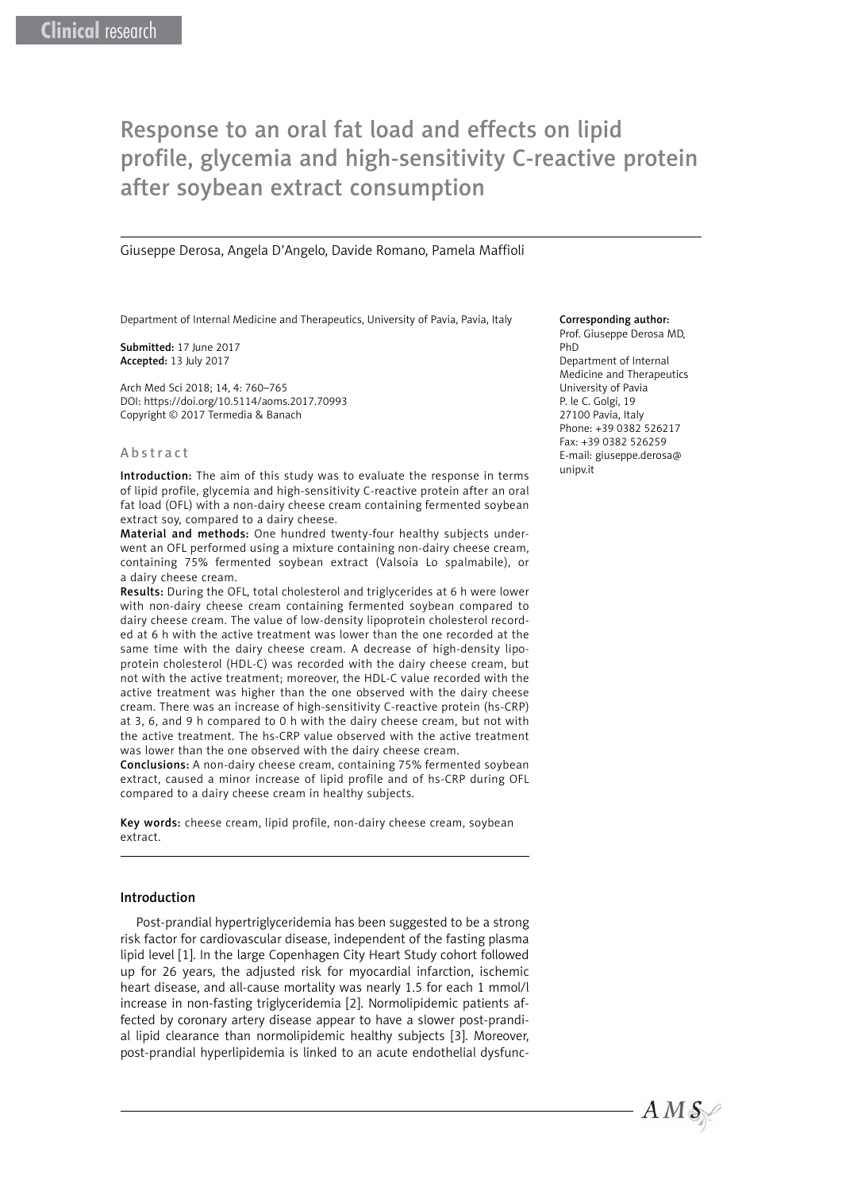Clinical research

# Response to an oral fat load and effects on lipid profile, glycemia and high-sensitivity C-reactive protein after soybean extract consumption

Giuseppe Derosa, Angela D'Angelo, Davide Romano, Pamela Maffioli

Department of Internal Medicine and Therapeutics, University of Pavia, Pavia, Italy

**Submitted:** 17 June 2017
**Accepted:** 13 July 2017

Arch Med Sci 2018; 14, 4: 760–765
DOI: https://doi.org/10.5114/aoms.2017.70993
Copyright © 2017 Termedia & Banach

**Corresponding author:**
Prof. Giuseppe Derosa MD, PhD
Department of Internal Medicine and Therapeutics
University of Pavia
P. le C. Golgi, 19
27100 Pavia, Italy
Phone: +39 0382 526217
Fax: +39 0382 526259
E-mail: giuseppe.derosa@unipv.it

## Abstract

**Introduction:** The aim of this study was to evaluate the response in terms of lipid profile, glycemia and high-sensitivity C-reactive protein after an oral fat load (OFL) with a non-dairy cheese cream containing fermented soybean extract soy, compared to a dairy cheese.

**Material and methods:** One hundred twenty-four healthy subjects underwent an OFL performed using a mixture containing non-dairy cheese cream, containing 75% fermented soybean extract (Valsoia Lo spalmabile), or a dairy cheese cream.

**Results:** During the OFL, total cholesterol and triglycerides at 6 h were lower with non-dairy cheese cream containing fermented soybean compared to dairy cheese cream. The value of low-density lipoprotein cholesterol recorded at 6 h with the active treatment was lower than the one recorded at the same time with the dairy cheese cream. A decrease of high-density lipoprotein cholesterol (HDL-C) was recorded with the dairy cheese cream, but not with the active treatment; moreover, the HDL-C value recorded with the active treatment was higher than the one observed with the dairy cheese cream. There was an increase of high-sensitivity C-reactive protein (hs-CRP) at 3, 6, and 9 h compared to 0 h with the dairy cheese cream, but not with the active treatment. The hs-CRP value observed with the active treatment was lower than the one observed with the dairy cheese cream.

**Conclusions:** A non-dairy cheese cream, containing 75% fermented soybean extract, caused a minor increase of lipid profile and of hs-CRP during OFL compared to a dairy cheese cream in healthy subjects.

**Key words:** cheese cream, lipid profile, non-dairy cheese cream, soybean extract.

## Introduction

Post-prandial hypertriglyceridemia has been suggested to be a strong risk factor for cardiovascular disease, independent of the fasting plasma lipid level [1]. In the large Copenhagen City Heart Study cohort followed up for 26 years, the adjusted risk for myocardial infarction, ischemic heart disease, and all-cause mortality was nearly 1.5 for each 1 mmol/l increase in non-fasting triglyceridemia [2]. Normolipidemic patients affected by coronary artery disease appear to have a slower post-prandial lipid clearance than normolipidemic healthy subjects [3]. Moreover, post-prandial hyperlipidemia is linked to an acute endothelial dysfunc-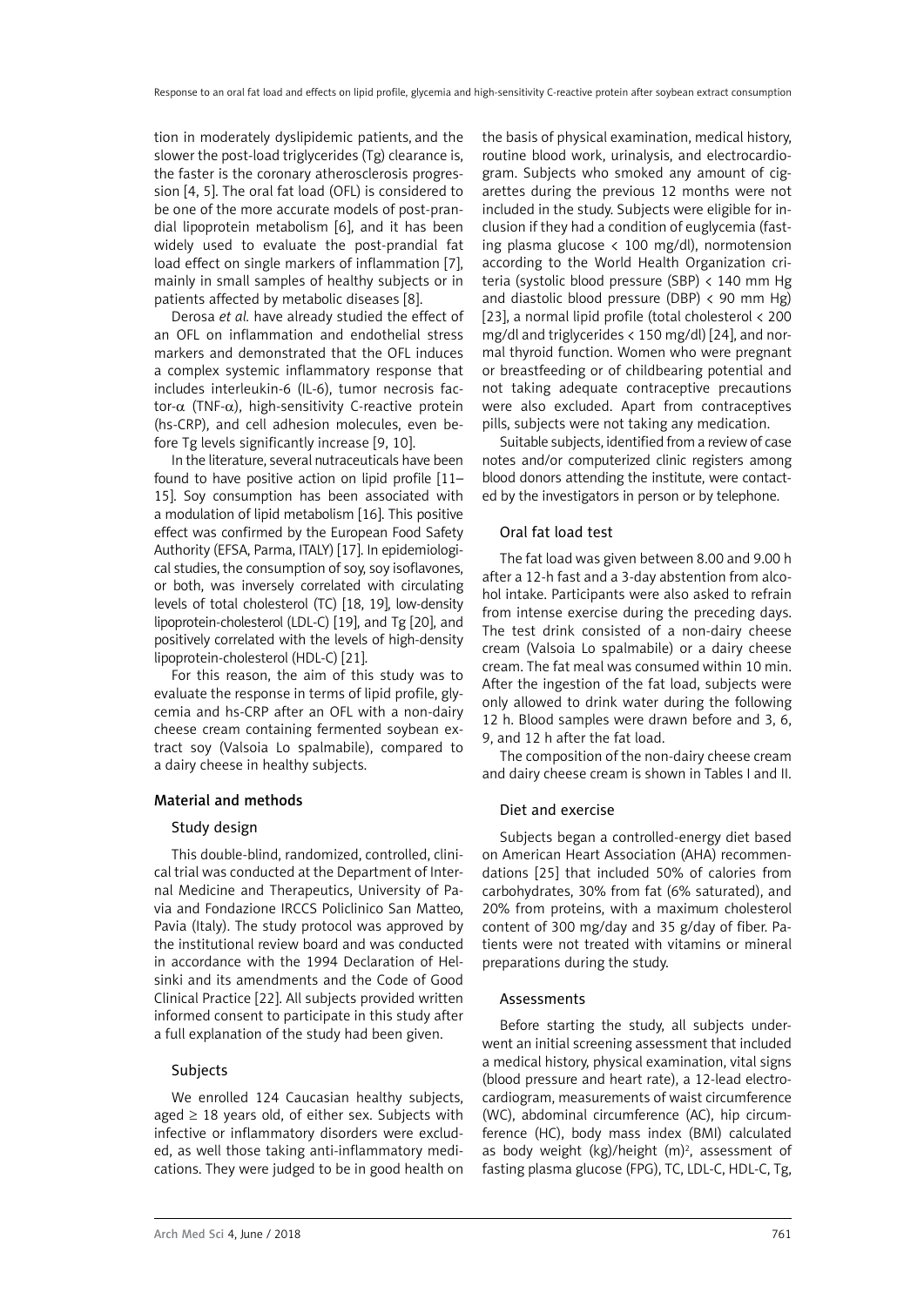tion in moderately dyslipidemic patients, and the slower the post-load triglycerides (Tg) clearance is, the faster is the coronary atherosclerosis progression [4, 5]. The oral fat load (OFL) is considered to be one of the more accurate models of post-prandial lipoprotein metabolism [6], and it has been widely used to evaluate the post-prandial fat load effect on single markers of inflammation [7], mainly in small samples of healthy subjects or in patients affected by metabolic diseases [8].

Derosa *et al.* have already studied the effect of an OFL on inflammation and endothelial stress markers and demonstrated that the OFL induces a complex systemic inflammatory response that includes interleukin-6 (IL-6), tumor necrosis factor-$\alpha$ (TNF-$\alpha$), high-sensitivity C-reactive protein (hs-CRP), and cell adhesion molecules, even before Tg levels significantly increase [9, 10].

In the literature, several nutraceuticals have been found to have positive action on lipid profile [11–15]. Soy consumption has been associated with a modulation of lipid metabolism [16]. This positive effect was confirmed by the European Food Safety Authority (EFSA, Parma, ITALY) [17]. In epidemiological studies, the consumption of soy, soy isoflavones, or both, was inversely correlated with circulating levels of total cholesterol (TC) [18, 19], low-density lipoprotein-cholesterol (LDL-C) [19], and Tg [20], and positively correlated with the levels of high-density lipoprotein-cholesterol (HDL-C) [21].

For this reason, the aim of this study was to evaluate the response in terms of lipid profile, glycemia and hs-CRP after an OFL with a non-dairy cheese cream containing fermented soybean extract soy (Valsoia Lo spalmabile), compared to a dairy cheese in healthy subjects.

## Material and methods

### Study design

This double-blind, randomized, controlled, clinical trial was conducted at the Department of Internal Medicine and Therapeutics, University of Pavia and Fondazione IRCCS Policlinico San Matteo, Pavia (Italy). The study protocol was approved by the institutional review board and was conducted in accordance with the 1994 Declaration of Helsinki and its amendments and the Code of Good Clinical Practice [22]. All subjects provided written informed consent to participate in this study after a full explanation of the study had been given.

### Subjects

We enrolled 124 Caucasian healthy subjects, aged $\geq$ 18 years old, of either sex. Subjects with infective or inflammatory disorders were excluded, as well those taking anti-inflammatory medications. They were judged to be in good health on the basis of physical examination, medical history, routine blood work, urinalysis, and electrocardiogram. Subjects who smoked any amount of cigarettes during the previous 12 months were not included in the study. Subjects were eligible for inclusion if they had a condition of euglycemia (fasting plasma glucose < 100 mg/dl), normotension according to the World Health Organization criteria (systolic blood pressure (SBP) < 140 mm Hg and diastolic blood pressure (DBP) < 90 mm Hg) [23], a normal lipid profile (total cholesterol < 200 mg/dl and triglycerides < 150 mg/dl) [24], and normal thyroid function. Women who were pregnant or breastfeeding or of childbearing potential and not taking adequate contraceptive precautions were also excluded. Apart from contraceptives pills, subjects were not taking any medication.

Suitable subjects, identified from a review of case notes and/or computerized clinic registers among blood donors attending the institute, were contacted by the investigators in person or by telephone.

### Oral fat load test

The fat load was given between 8.00 and 9.00 h after a 12-h fast and a 3-day abstention from alcohol intake. Participants were also asked to refrain from intense exercise during the preceding days. The test drink consisted of a non-dairy cheese cream (Valsoia Lo spalmabile) or a dairy cheese cream. The fat meal was consumed within 10 min. After the ingestion of the fat load, subjects were only allowed to drink water during the following 12 h. Blood samples were drawn before and 3, 6, 9, and 12 h after the fat load.

The composition of the non-dairy cheese cream and dairy cheese cream is shown in Tables I and II.

### Diet and exercise

Subjects began a controlled-energy diet based on American Heart Association (AHA) recommendations [25] that included 50% of calories from carbohydrates, 30% from fat (6% saturated), and 20% from proteins, with a maximum cholesterol content of 300 mg/day and 35 g/day of fiber. Patients were not treated with vitamins or mineral preparations during the study.

### Assessments

Before starting the study, all subjects underwent an initial screening assessment that included a medical history, physical examination, vital signs (blood pressure and heart rate), a 12-lead electrocardiogram, measurements of waist circumference (WC), abdominal circumference (AC), hip circumference (HC), body mass index (BMI) calculated as body weight (kg)/height $(m)^2$, assessment of fasting plasma glucose (FPG), TC, LDL-C, HDL-C, Tg,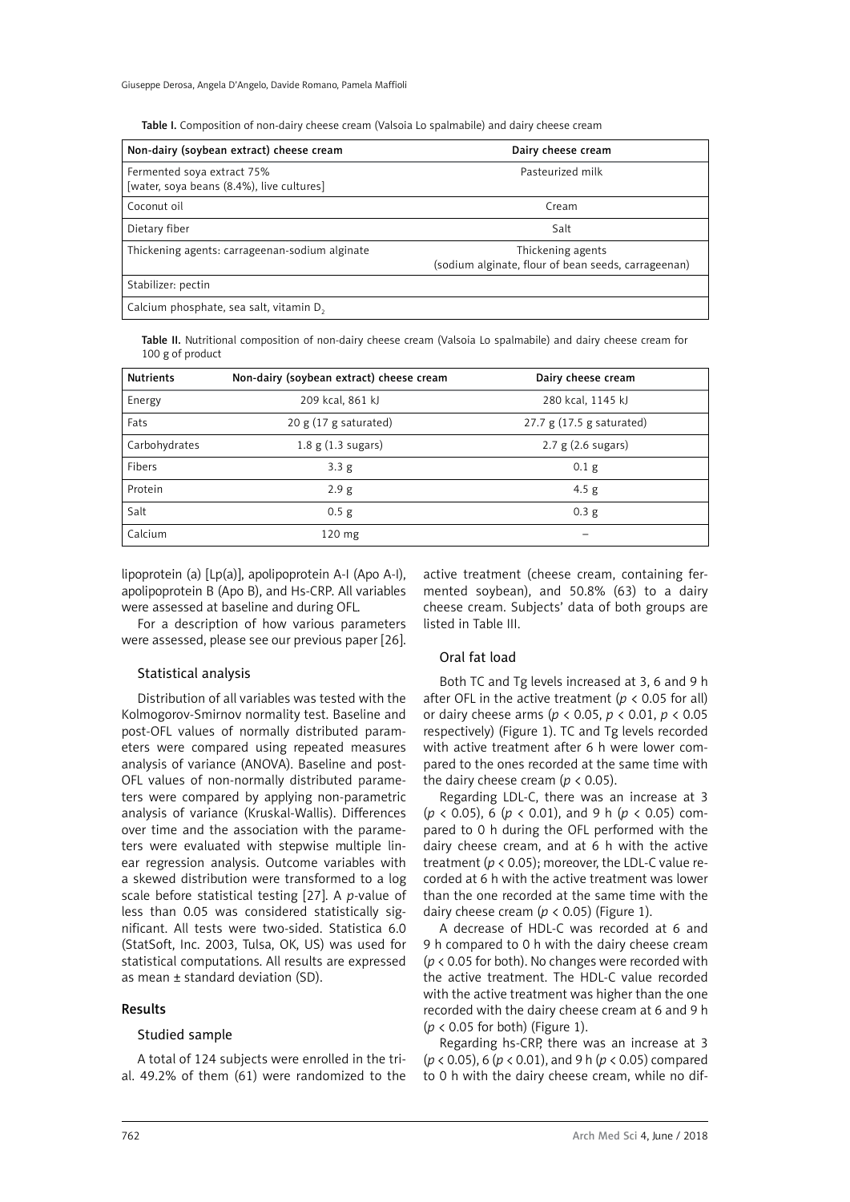**Table I.** Composition of non-dairy cheese cream (Valsoia Lo spalmabile) and dairy cheese cream

| Non-dairy (soybean extract) cheese cream | Dairy cheese cream |
|---|---|
| Fermented soya extract 75% [water, soya beans (8.4%), live cultures] | Pasteurized milk |
| Coconut oil | Cream |
| Dietary fiber | Salt |
| Thickening agents: carrageenan-sodium alginate | Thickening agents (sodium alginate, flour of bean seeds, carrageenan) |
| Stabilizer: pectin | |
| Calcium phosphate, sea salt, vitamin $D_2$ | |

**Table II.** Nutritional composition of non-dairy cheese cream (Valsoia Lo spalmabile) and dairy cheese cream for 100 g of product

| Nutrients | Non-dairy (soybean extract) cheese cream | Dairy cheese cream |
|---|---|---|
| Energy | 209 kcal, 861 kJ | 280 kcal, 1145 kJ |
| Fats | 20 g (17 g saturated) | 27.7 g (17.5 g saturated) |
| Carbohydrates | 1.8 g (1.3 sugars) | 2.7 g (2.6 sugars) |
| Fibers | 3.3 g | 0.1 g |
| Protein | 2.9 g | 4.5 g |
| Salt | 0.5 g | 0.3 g |
| Calcium | 120 mg | – |

lipoprotein (a) [Lp(a)], apolipoprotein A-I (Apo A-I), apolipoprotein B (Apo B), and Hs-CRP. All variables were assessed at baseline and during OFL.

For a description of how various parameters were assessed, please see our previous paper [26].

### Statistical analysis

Distribution of all variables was tested with the Kolmogorov-Smirnov normality test. Baseline and post-OFL values of normally distributed parameters were compared using repeated measures analysis of variance (ANOVA). Baseline and post-OFL values of non-normally distributed parameters were compared by applying non-parametric analysis of variance (Kruskal-Wallis). Differences over time and the association with the parameters were evaluated with stepwise multiple linear regression analysis. Outcome variables with a skewed distribution were transformed to a log scale before statistical testing [27]. A *p*-value of less than 0.05 was considered statistically significant. All tests were two-sided. Statistica 6.0 (StatSoft, Inc. 2003, Tulsa, OK, US) was used for statistical computations. All results are expressed as mean ± standard deviation (SD).

## Results

### Studied sample

A total of 124 subjects were enrolled in the trial. 49.2% of them (61) were randomized to the active treatment (cheese cream, containing fermented soybean), and 50.8% (63) to a dairy cheese cream. Subjects' data of both groups are listed in Table III.

### Oral fat load

Both TC and Tg levels increased at 3, 6 and 9 h after OFL in the active treatment ($p < 0.05$ for all) or dairy cheese arms ($p < 0.05$, $p < 0.01$, $p < 0.05$ respectively) (Figure 1). TC and Tg levels recorded with active treatment after 6 h were lower compared to the ones recorded at the same time with the dairy cheese cream ($p < 0.05$).

Regarding LDL-C, there was an increase at 3 ($p < 0.05$), 6 ($p < 0.01$), and 9 h ($p < 0.05$) compared to 0 h during the OFL performed with the dairy cheese cream, and at 6 h with the active treatment ($p < 0.05$); moreover, the LDL-C value recorded at 6 h with the active treatment was lower than the one recorded at the same time with the dairy cheese cream ($p < 0.05$) (Figure 1).

A decrease of HDL-C was recorded at 6 and 9 h compared to 0 h with the dairy cheese cream ($p < 0.05$ for both). No changes were recorded with the active treatment. The HDL-C value recorded with the active treatment was higher than the one recorded with the dairy cheese cream at 6 and 9 h ($p < 0.05$ for both) (Figure 1).

Regarding hs-CRP, there was an increase at 3 ($p < 0.05$), 6 ($p < 0.01$), and 9 h ($p < 0.05$) compared to 0 h with the dairy cheese cream, while no dif-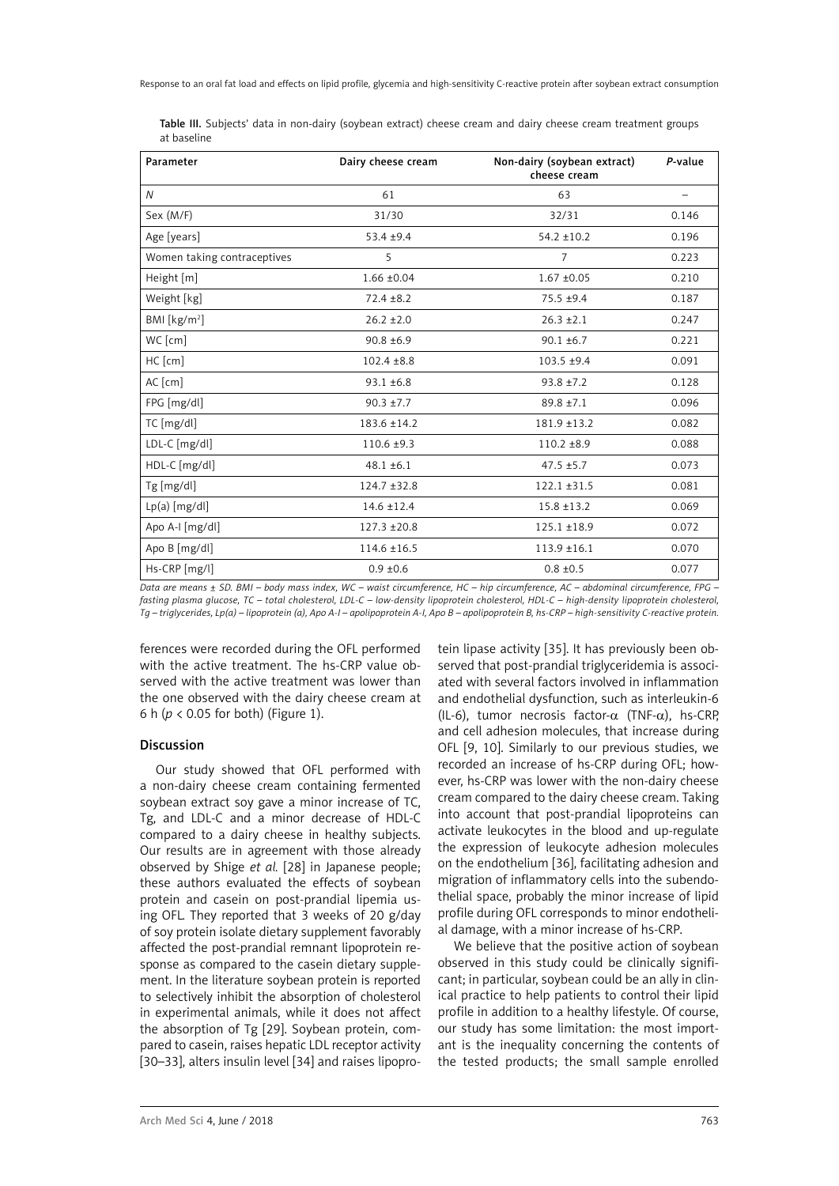Table III. Subjects' data in non-dairy (soybean extract) cheese cream and dairy cheese cream treatment groups at baseline

| Parameter | Dairy cheese cream | Non-dairy (soybean extract) cheese cream | *P*-value |
|---|---|---|---|
| *N* | 61 | 63 | – |
| Sex (M/F) | 31/30 | 32/31 | 0.146 |
| Age [years] | 53.4 ±9.4 | 54.2 ±10.2 | 0.196 |
| Women taking contraceptives | 5 | 7 | 0.223 |
| Height [m] | 1.66 ±0.04 | 1.67 ±0.05 | 0.210 |
| Weight [kg] | 72.4 ±8.2 | 75.5 ±9.4 | 0.187 |
| BMI [kg/m$^2$] | 26.2 ±2.0 | 26.3 ±2.1 | 0.247 |
| WC [cm] | 90.8 ±6.9 | 90.1 ±6.7 | 0.221 |
| HC [cm] | 102.4 ±8.8 | 103.5 ±9.4 | 0.091 |
| AC [cm] | 93.1 ±6.8 | 93.8 ±7.2 | 0.128 |
| FPG [mg/dl] | 90.3 ±7.7 | 89.8 ±7.1 | 0.096 |
| TC [mg/dl] | 183.6 ±14.2 | 181.9 ±13.2 | 0.082 |
| LDL-C [mg/dl] | 110.6 ±9.3 | 110.2 ±8.9 | 0.088 |
| HDL-C [mg/dl] | 48.1 ±6.1 | 47.5 ±5.7 | 0.073 |
| Tg [mg/dl] | 124.7 ±32.8 | 122.1 ±31.5 | 0.081 |
| Lp(a) [mg/dl] | 14.6 ±12.4 | 15.8 ±13.2 | 0.069 |
| Apo A-I [mg/dl] | 127.3 ±20.8 | 125.1 ±18.9 | 0.072 |
| Apo B [mg/dl] | 114.6 ±16.5 | 113.9 ±16.1 | 0.070 |
| Hs-CRP [mg/l] | 0.9 ±0.6 | 0.8 ±0.5 | 0.077 |

*Data are means ± SD. BMI – body mass index, WC – waist circumference, HC – hip circumference, AC – abdominal circumference, FPG – fasting plasma glucose, TC – total cholesterol, LDL-C – low-density lipoprotein cholesterol, HDL-C – high-density lipoprotein cholesterol, Tg – triglycerides, Lp(a) – lipoprotein (a), Apo A-I – apolipoprotein A-I, Apo B – apolipoprotein B, hs-CRP – high-sensitivity C-reactive protein.*

ferences were recorded during the OFL performed with the active treatment. The hs-CRP value observed with the active treatment was lower than the one observed with the dairy cheese cream at 6 h ($p < 0.05$ for both) (Figure 1).

## Discussion

Our study showed that OFL performed with a non-dairy cheese cream containing fermented soybean extract soy gave a minor increase of TC, Tg, and LDL-C and a minor decrease of HDL-C compared to a dairy cheese in healthy subjects. Our results are in agreement with those already observed by Shige *et al.* [28] in Japanese people; these authors evaluated the effects of soybean protein and casein on post-prandial lipemia using OFL. They reported that 3 weeks of 20 g/day of soy protein isolate dietary supplement favorably affected the post-prandial remnant lipoprotein response as compared to the casein dietary supplement. In the literature soybean protein is reported to selectively inhibit the absorption of cholesterol in experimental animals, while it does not affect the absorption of Tg [29]. Soybean protein, compared to casein, raises hepatic LDL receptor activity [30–33], alters insulin level [34] and raises lipoprotein lipase activity [35]. It has previously been observed that post-prandial triglyceridemia is associated with several factors involved in inflammation and endothelial dysfunction, such as interleukin-6 (IL-6), tumor necrosis factor-$\alpha$ (TNF-$\alpha$), hs-CRP, and cell adhesion molecules, that increase during OFL [9, 10]. Similarly to our previous studies, we recorded an increase of hs-CRP during OFL; however, hs-CRP was lower with the non-dairy cheese cream compared to the dairy cheese cream. Taking into account that post-prandial lipoproteins can activate leukocytes in the blood and up-regulate the expression of leukocyte adhesion molecules on the endothelium [36], facilitating adhesion and migration of inflammatory cells into the subendothelial space, probably the minor increase of lipid profile during OFL corresponds to minor endothelial damage, with a minor increase of hs-CRP.

We believe that the positive action of soybean observed in this study could be clinically significant; in particular, soybean could be an ally in clinical practice to help patients to control their lipid profile in addition to a healthy lifestyle. Of course, our study has some limitation: the most important is the inequality concerning the contents of the tested products; the small sample enrolled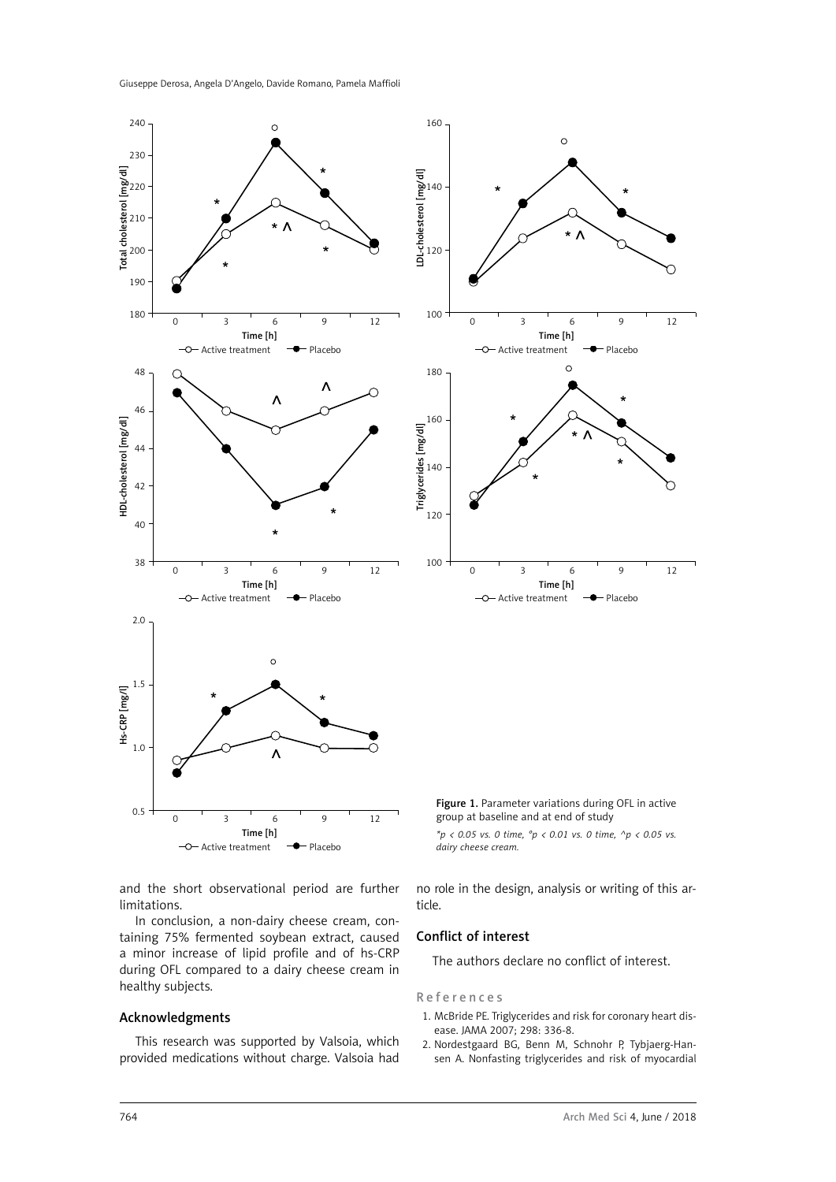Figure 1. Parameter variations during OFL in active group at baseline and at end of study

*\*p < 0.05 vs. 0 time, °p < 0.01 vs. 0 time, ^p < 0.05 vs. dairy cheese cream.*

and the short observational period are further limitations.

In conclusion, a non-dairy cheese cream, containing 75% fermented soybean extract, caused a minor increase of lipid profile and of hs-CRP during OFL compared to a dairy cheese cream in healthy subjects.

## Acknowledgments

This research was supported by Valsoia, which provided medications without charge. Valsoia had no role in the design, analysis or writing of this article.

## Conflict of interest

The authors declare no conflict of interest.

## References

1. McBride PE. Triglycerides and risk for coronary heart disease. JAMA 2007; 298: 336-8.
2. Nordestgaard BG, Benn M, Schnohr P, Tybjaerg-Hansen A. Nonfasting triglycerides and risk of myocardial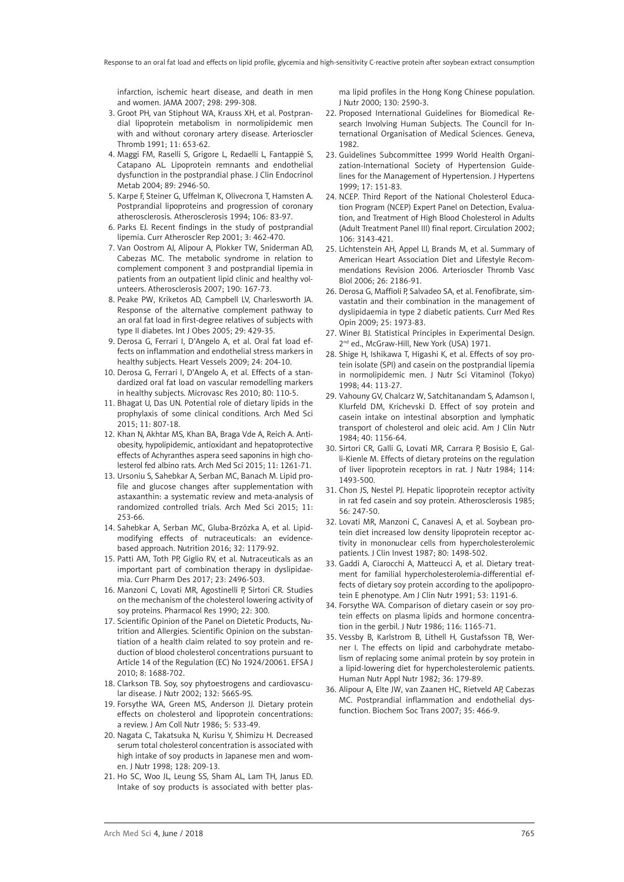infarction, ischemic heart disease, and death in men and women. JAMA 2007; 298: 299-308.

3. Groot PH, van Stiphout WA, Krauss XH, et al. Postprandial lipoprotein metabolism in normolipidemic men with and without coronary artery disease. Arterioscler Thromb 1991; 11: 653-62.
4. Maggi FM, Raselli S, Grigore L, Redaelli L, Fantappiè S, Catapano AL. Lipoprotein remnants and endothelial dysfunction in the postprandial phase. J Clin Endocrinol Metab 2004; 89: 2946-50.
5. Karpe F, Steiner G, Uffelman K, Olivecrona T, Hamsten A. Postprandial lipoproteins and progression of coronary atherosclerosis. Atherosclerosis 1994; 106: 83-97.
6. Parks EJ. Recent findings in the study of postprandial lipemia. Curr Atheroscler Rep 2001; 3: 462-470.
7. Van Oostrom AJ, Alipour A, Plokker TW, Sniderman AD, Cabezas MC. The metabolic syndrome in relation to complement component 3 and postprandial lipemia in patients from an outpatient lipid clinic and healthy volunteers. Atherosclerosis 2007; 190: 167-73.
8. Peake PW, Kriketos AD, Campbell LV, Charlesworth JA. Response of the alternative complement pathway to an oral fat load in first-degree relatives of subjects with type II diabetes. Int J Obes 2005; 29: 429-35.
9. Derosa G, Ferrari I, D'Angelo A, et al. Oral fat load effects on inflammation and endothelial stress markers in healthy subjects. Heart Vessels 2009; 24: 204-10.
10. Derosa G, Ferrari I, D'Angelo A, et al. Effects of a standardized oral fat load on vascular remodelling markers in healthy subjects. Microvasc Res 2010; 80: 110-5.
11. Bhagat U, Das UN. Potential role of dietary lipids in the prophylaxis of some clinical conditions. Arch Med Sci 2015; 11: 807-18.
12. Khan N, Akhtar MS, Khan BA, Braga Vde A, Reich A. Antiobesity, hypolipidemic, antioxidant and hepatoprotective effects of Achyranthes aspera seed saponins in high cholesterol fed albino rats. Arch Med Sci 2015; 11: 1261-71.
13. Ursoniu S, Sahebkar A, Serban MC, Banach M. Lipid profile and glucose changes after supplementation with astaxanthin: a systematic review and meta-analysis of randomized controlled trials. Arch Med Sci 2015; 11: 253-66.
14. Sahebkar A, Serban MC, Gluba-Brzózka A, et al. Lipid-modifying effects of nutraceuticals: an evidence-based approach. Nutrition 2016; 32: 1179-92.
15. Patti AM, Toth PP, Giglio RV, et al. Nutraceuticals as an important part of combination therapy in dyslipidaemia. Curr Pharm Des 2017; 23: 2496-503.
16. Manzoni C, Lovati MR, Agostinelli P, Sirtori CR. Studies on the mechanism of the cholesterol lowering activity of soy proteins. Pharmacol Res 1990; 22: 300.
17. Scientific Opinion of the Panel on Dietetic Products, Nutrition and Allergies. Scientific Opinion on the substantiation of a health claim related to soy protein and reduction of blood cholesterol concentrations pursuant to Article 14 of the Regulation (EC) No 1924/20061. EFSA J 2010; 8: 1688-702.
18. Clarkson TB. Soy, soy phytoestrogens and cardiovascular disease. J Nutr 2002; 132: 566S-9S.
19. Forsythe WA, Green MS, Anderson JJ. Dietary protein effects on cholesterol and lipoprotein concentrations: a review. J Am Coll Nutr 1986; 5: 533-49.
20. Nagata C, Takatsuka N, Kurisu Y, Shimizu H. Decreased serum total cholesterol concentration is associated with high intake of soy products in Japanese men and women. J Nutr 1998; 128: 209-13.
21. Ho SC, Woo JL, Leung SS, Sham AL, Lam TH, Janus ED. Intake of soy products is associated with better plasma lipid profiles in the Hong Kong Chinese population. J Nutr 2000; 130: 2590-3.
22. Proposed International Guidelines for Biomedical Research Involving Human Subjects. The Council for International Organisation of Medical Sciences. Geneva, 1982.
23. Guidelines Subcommittee 1999 World Health Organization-International Society of Hypertension Guidelines for the Management of Hypertension. J Hypertens 1999; 17: 151-83.
24. NCEP. Third Report of the National Cholesterol Education Program (NCEP) Expert Panel on Detection, Evaluation, and Treatment of High Blood Cholesterol in Adults (Adult Treatment Panel III) final report. Circulation 2002; 106: 3143-421.
25. Lichtenstein AH, Appel LJ, Brands M, et al. Summary of American Heart Association Diet and Lifestyle Recommendations Revision 2006. Arterioscler Thromb Vasc Biol 2006; 26: 2186-91.
26. Derosa G, Maffioli P, Salvadeo SA, et al. Fenofibrate, simvastatin and their combination in the management of dyslipidaemia in type 2 diabetic patients. Curr Med Res Opin 2009; 25: 1973-83.
27. Winer BJ. Statistical Principles in Experimental Design. 2nd ed., McGraw-Hill, New York (USA) 1971.
28. Shige H, Ishikawa T, Higashi K, et al. Effects of soy protein isolate (SPI) and casein on the postprandial lipemia in normolipidemic men. J Nutr Sci Vitaminol (Tokyo) 1998; 44: 113-27.
29. Vahouny GV, Chalcarz W, Satchitanandam S, Adamson I, Klurfeld DM, Krichevski D. Effect of soy protein and casein intake on intestinal absorption and lymphatic transport of cholesterol and oleic acid. Am J Clin Nutr 1984; 40: 1156-64.
30. Sirtori CR, Galli G, Lovati MR, Carrara P, Bosisio E, Galli-Kienle M. Effects of dietary proteins on the regulation of liver lipoprotein receptors in rat. J Nutr 1984; 114: 1493-500.
31. Chon JS, Nestel PJ. Hepatic lipoprotein receptor activity in rat fed casein and soy protein. Atherosclerosis 1985; 56: 247-50.
32. Lovati MR, Manzoni C, Canavesi A, et al. Soybean protein diet increased low density lipoprotein receptor activity in mononuclear cells from hypercholesterolemic patients. J Clin Invest 1987; 80: 1498-502.
33. Gaddi A, Ciarocchi A, Matteucci A, et al. Dietary treatment for familial hypercholesterolemia-differential effects of dietary soy protein according to the apolipoprotein E phenotype. Am J Clin Nutr 1991; 53: 1191-6.
34. Forsythe WA. Comparison of dietary casein or soy protein effects on plasma lipids and hormone concentration in the gerbil. J Nutr 1986; 116: 1165-71.
35. Vessby B, Karlstrom B, Lithell H, Gustafsson TB, Werner I. The effects on lipid and carbohydrate metabolism of replacing some animal protein by soy protein in a lipid-lowering diet for hypercholesterolemic patients. Human Nutr Appl Nutr 1982; 36: 179-89.
36. Alipour A, Elte JW, van Zaanen HC, Rietveld AP, Cabezas MC. Postprandial inflammation and endothelial dysfunction. Biochem Soc Trans 2007; 35: 466-9.